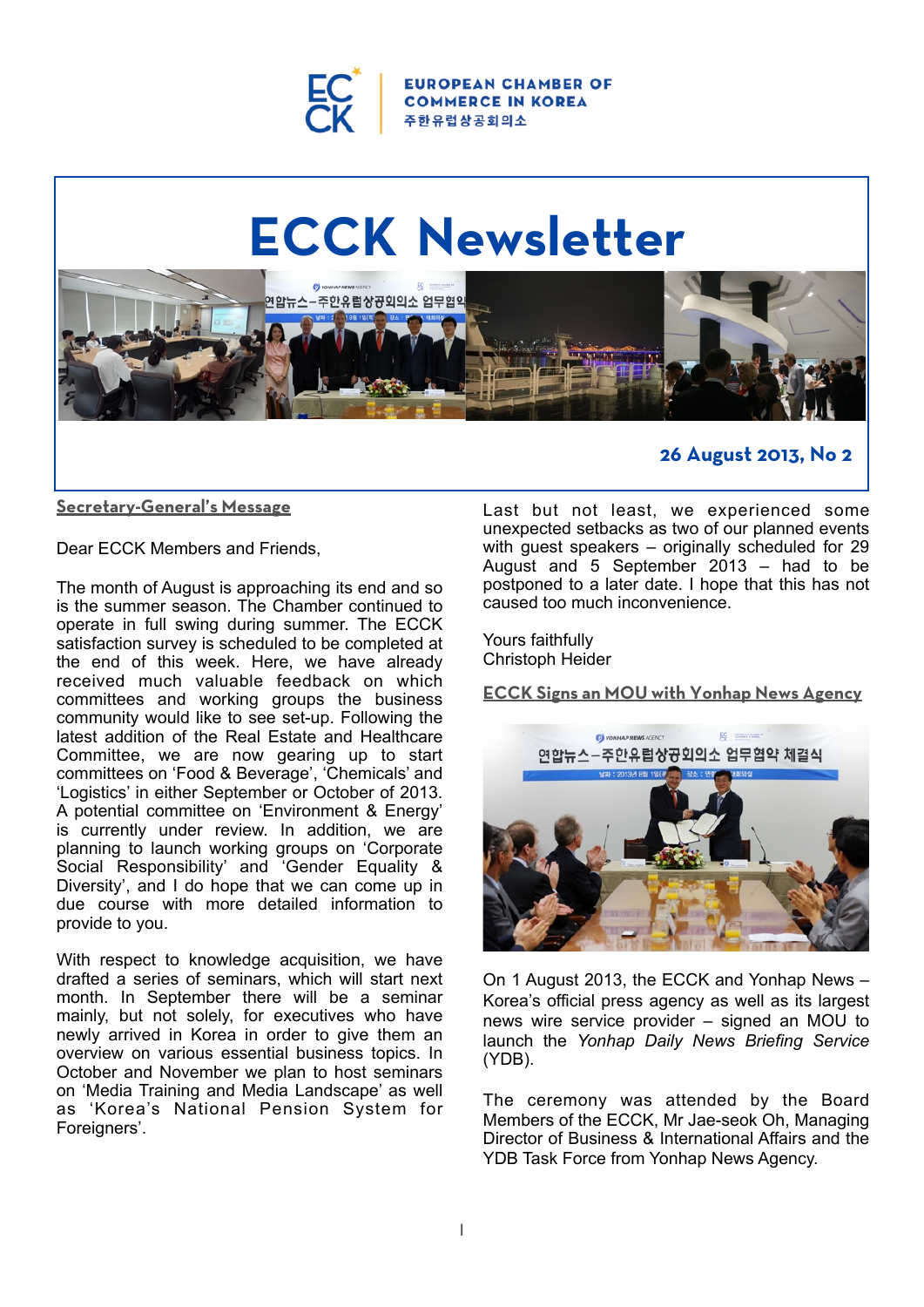EUROPEAN CHAMBER OF COMMERCE IN KOREA
주한유럽상공회의소

# ECCK Newsletter

**26 August 2013, No 2**

## Secretary-General's Message

Dear ECCK Members and Friends,

The month of August is approaching its end and so is the summer season. The Chamber continued to operate in full swing during summer. The ECCK satisfaction survey is scheduled to be completed at the end of this week. Here, we have already received much valuable feedback on which committees and working groups the business community would like to see set-up. Following the latest addition of the Real Estate and Healthcare Committee, we are now gearing up to start committees on 'Food & Beverage', 'Chemicals' and 'Logistics' in either September or October of 2013. A potential committee on 'Environment & Energy' is currently under review. In addition, we are planning to launch working groups on 'Corporate Social Responsibility' and 'Gender Equality & Diversity', and I do hope that we can come up in due course with more detailed information to provide to you.

With respect to knowledge acquisition, we have drafted a series of seminars, which will start next month. In September there will be a seminar mainly, but not solely, for executives who have newly arrived in Korea in order to give them an overview on various essential business topics. In October and November we plan to host seminars on 'Media Training and Media Landscape' as well as 'Korea's National Pension System for Foreigners'.

Last but not least, we experienced some unexpected setbacks as two of our planned events with guest speakers – originally scheduled for 29 August and 5 September 2013 – had to be postponed to a later date. I hope that this has not caused too much inconvenience.

Yours faithfully
Christoph Heider

## ECCK Signs an MOU with Yonhap News Agency

On 1 August 2013, the ECCK and Yonhap News – Korea's official press agency as well as its largest news wire service provider – signed an MOU to launch the *Yonhap Daily News Briefing Service* (YDB).

The ceremony was attended by the Board Members of the ECCK, Mr Jae-seok Oh, Managing Director of Business & International Affairs and the YDB Task Force from Yonhap News Agency.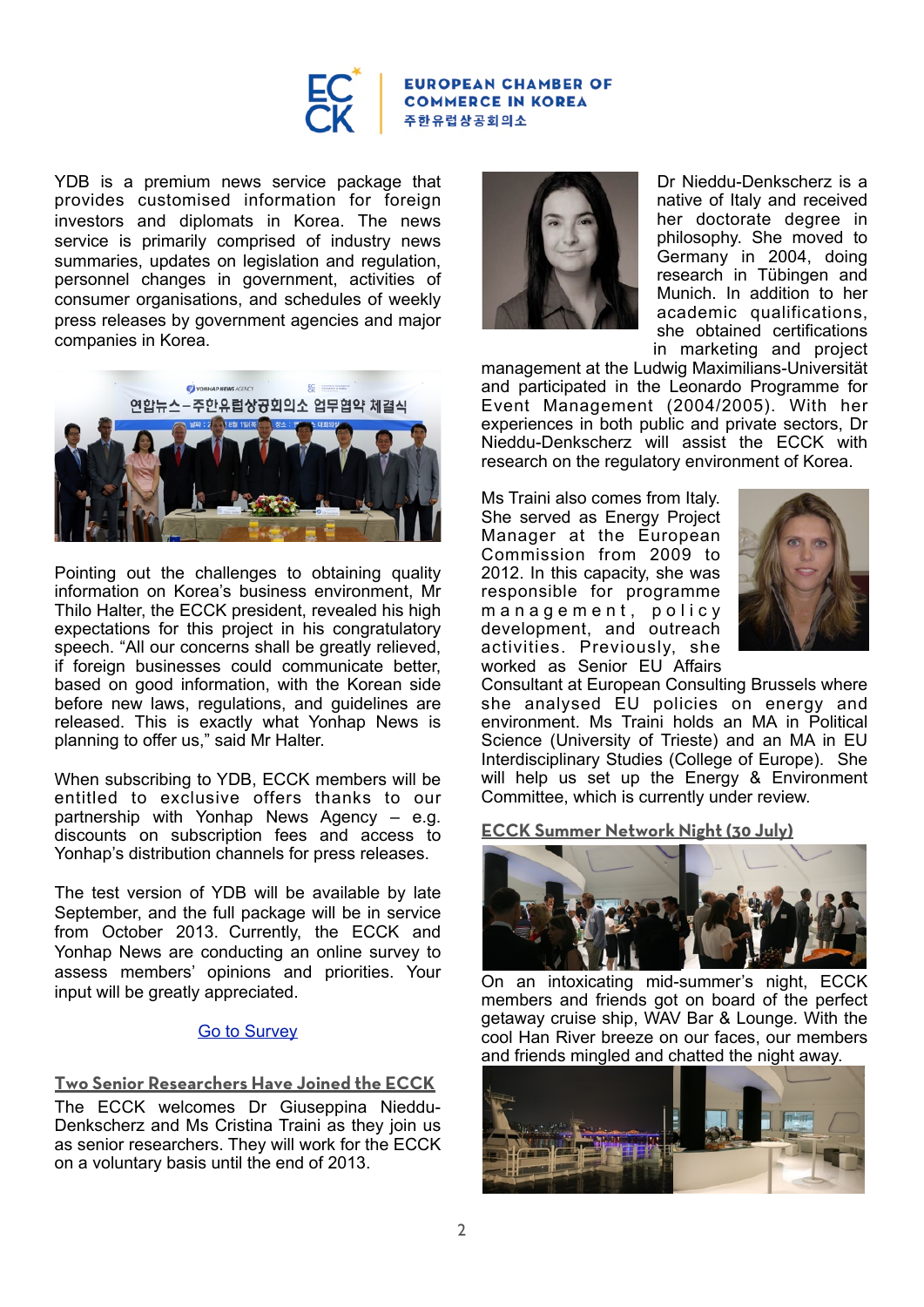YDB is a premium news service package that provides customised information for foreign investors and diplomats in Korea. The news service is primarily comprised of industry news summaries, updates on legislation and regulation, personnel changes in government, activities of consumer organisations, and schedules of weekly press releases by government agencies and major companies in Korea.

Pointing out the challenges to obtaining quality information on Korea's business environment, Mr Thilo Halter, the ECCK president, revealed his high expectations for this project in his congratulatory speech. "All our concerns shall be greatly relieved, if foreign businesses could communicate better, based on good information, with the Korean side before new laws, regulations, and guidelines are released. This is exactly what Yonhap News is planning to offer us," said Mr Halter.

When subscribing to YDB, ECCK members will be entitled to exclusive offers thanks to our partnership with Yonhap News Agency – e.g. discounts on subscription fees and access to Yonhap's distribution channels for press releases.

The test version of YDB will be available by late September, and the full package will be in service from October 2013. Currently, the ECCK and Yonhap News are conducting an online survey to assess members' opinions and priorities. Your input will be greatly appreciated.

Go to Survey

## Two Senior Researchers Have Joined the ECCK

The ECCK welcomes Dr Giuseppina Nieddu-Denkscherz and Ms Cristina Traini as senior researchers. They will work for the ECCK on a voluntary basis until the end of 2013.

Dr Nieddu-Denkscherz is a native of Italy and received her doctorate degree in philosophy. She moved to Germany in 2004, doing research in Tübingen and Munich. In addition to her academic qualifications, she obtained certifications in marketing and project management at the Ludwig Maximilians-Universität and participated in the Leonardo Programme for Event Management (2004/2005). With her experiences in both public and private sectors, Dr Nieddu-Denkscherz will assist the ECCK with research on the regulatory environment of Korea.

Ms Traini also comes from Italy. She served as Energy Project Manager at the European Commission from 2009 to 2012. In this capacity, she was responsible for programme management, policy development, and outreach activities. Previously, she worked as Senior EU Affairs Consultant at European Consulting Brussels where she analysed EU policies on energy and environment. Ms Traini holds an MA in Political Science (University of Trieste) and an MA in EU Interdisciplinary Studies (College of Europe). She will help us set up the Energy & Environment Committee, which is currently under review.

## ECCK Summer Network Night (30 July)

On an intoxicating mid-summer's night, ECCK members and friends got on board of the perfect getaway cruise ship, WAV Bar & Lounge. With the cool Han River breeze on our faces, our members and friends mingled and chatted the night away.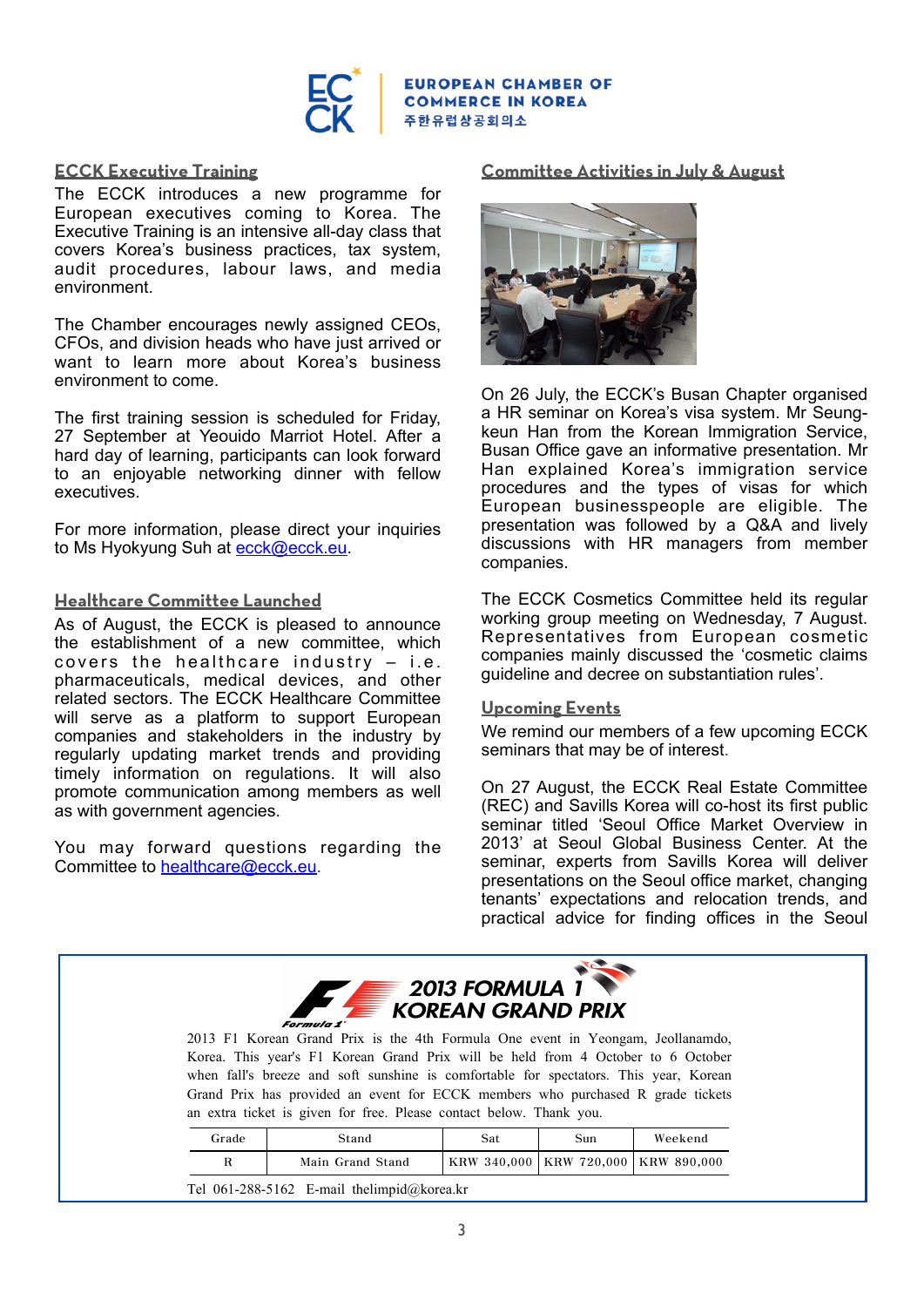EUROPEAN CHAMBER OF COMMERCE IN KOREA
주한유럽상공회의소

## ECCK Executive Training

The ECCK introduces a new programme for European executives coming to Korea. The Executive Training is an intensive all-day class that covers Korea's business practices, tax system, audit procedures, labour laws, and media environment.

The Chamber encourages newly assigned CEOs, CFOs, and division heads who have just arrived or want to learn more about Korea's business environment to come.

The first training session is scheduled for Friday, 27 September at Yeouido Marriot Hotel. After a hard day of learning, participants can look forward to an enjoyable networking dinner with fellow executives.

For more information, please direct your inquiries to Ms Hyokyung Suh at ecck@ecck.eu.

## Healthcare Committee Launched

As of August, the ECCK is pleased to announce the establishment of a new committee, which covers the healthcare industry – i.e. pharmaceuticals, medical devices, and other related sectors. The ECCK Healthcare Committee will serve as a platform to support European companies and stakeholders in the industry by regularly updating market trends and providing timely information on regulations. It will also promote communication among members as well as with government agencies.

You may forward questions regarding the Committee to healthcare@ecck.eu.

## Committee Activities in July & August

On 26 July, the ECCK's Busan Chapter organised a HR seminar on Korea's visa system. Mr Seung-keun Han from the Korean Immigration Service, Busan Office gave an informative presentation. Mr Han explained Korea's immigration service procedures and the types of visas for which European businesspeople are eligible. The presentation was followed by a Q&A and lively discussions with HR managers from member companies.

The ECCK Cosmetics Committee held its regular working group meeting on Wednesday, 7 August. Representatives from European cosmetic companies mainly discussed the 'cosmetic claims guideline and decree on substantiation rules'.

## Upcoming Events

We remind our members of a few upcoming ECCK seminars that may be of interest.

On 27 August, the ECCK Real Estate Committee (REC) and Savills Korea will co-host its first public seminar titled 'Seoul Office Market Overview in 2013' at Seoul Global Business Center. At the seminar, experts from Savills Korea will deliver presentations on the Seoul office market, changing tenants' expectations and relocation trends, and practical advice for finding offices in the Seoul

---

**2013 FORMULA 1 KOREAN GRAND PRIX**

2013 F1 Korean Grand Prix is the 4th Formula One event in Yeongam, Jeollanamdo, Korea. This year's F1 Korean Grand Prix will be held from 4 October to 6 October when fall's breeze and soft sunshine is comfortable for spectators. This year, Korean Grand Prix has provided an event for ECCK members who purchased R grade tickets an extra ticket is given for free. Please contact below. Thank you.

| Grade | Stand | Sat | Sun | Weekend |
|---|---|---|---|---|
| R | Main Grand Stand | KRW 340,000 | KRW 720,000 | KRW 890,000 |

Tel 061-288-5162 E-mail thelimpid@korea.kr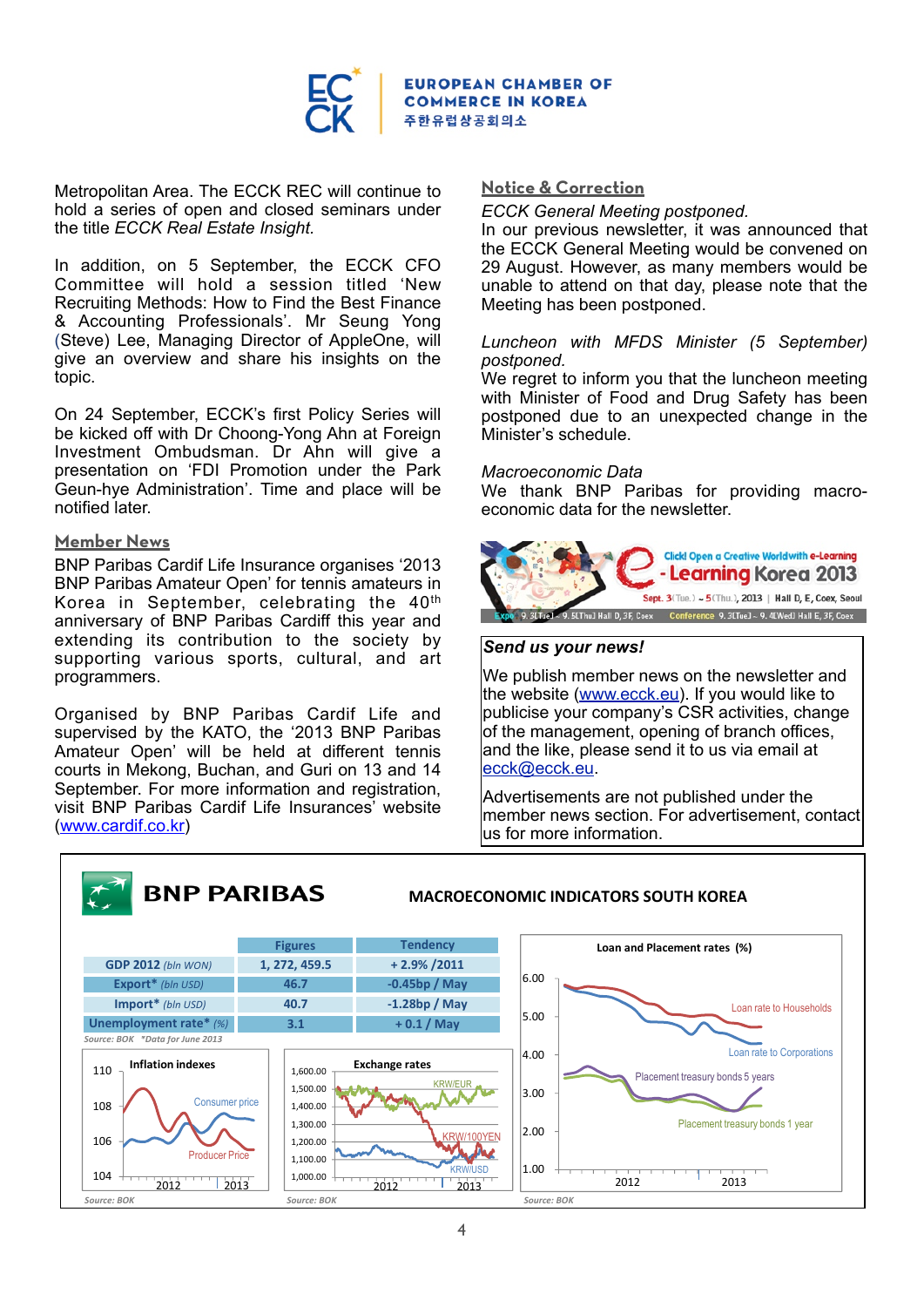Metropolitan Area. The ECCK REC will continue to hold a series of open and closed seminars under the title *ECCK Real Estate Insight.*

In addition, on 5 September, the ECCK CFO Committee will hold a session titled 'New Recruiting Methods: How to Find the Best Finance & Accounting Professionals'. Mr Seung Yong (Steve) Lee, Managing Director of AppleOne, will give an overview and share his insights on the topic.

On 24 September, ECCK's first Policy Series will be kicked off with Dr Choong-Yong Ahn at Foreign Investment Ombudsman. Dr Ahn will give a presentation on 'FDI Promotion under the Park Geun-hye Administration'. Time and place will be notified later.

## Member News

BNP Paribas Cardif Life Insurance organises '2013 BNP Paribas Amateur Open' for tennis amateurs in Korea in September, celebrating the 40th anniversary of BNP Paribas Cardiff this year and extending its contribution to the society by supporting various sports, cultural, and art programmers.

Organised by BNP Paribas Cardif Life and supervised by the KATO, the '2013 BNP Paribas Amateur Open' will be held at different tennis courts in Mekong, Buchan, and Guri on 13 and 14 September. For more information and registration, visit BNP Paribas Cardif Life Insurances' website (www.cardif.co.kr)

## Notice & Correction

*ECCK General Meeting postponed.*

In our previous newsletter, it was announced that the ECCK General Meeting would be convened on 29 August. However, as many members would be unable to attend on that day, please note that the Meeting has been postponed.

*Luncheon with MFDS Minister (5 September) postponed.*

We regret to inform you that the luncheon meeting with Minister of Food and Drug Safety has been postponed due to an unexpected change in the Minister's schedule.

*Macroeconomic Data*

We thank BNP Paribas for providing macro-economic data for the newsletter.

Click! Open a Creative Worldwith e-Learning
e-Learning Korea 2013
Sept. 3(Tue.) ~ 5(Thu.), 2013 | Hall D, E, Coex, Seoul
Expo 9. 3[Tue] ~ 9. 5[Thu] Hall D, 3F, Coex | Conference 9. 3[Tue] ~ 9. 4[Wed] Hall E, 3F, Coex

***Send us your news!***

We publish member news on the newsletter and the website (www.ecck.eu). If you would like to publicise your company's CSR activities, change of the management, opening of branch offices, and the like, please send it to us via email at ecck@ecck.eu.

Advertisements are not published under the member news section. For advertisement, contact us for more information.

**BNP PARIBAS** — **MACROECONOMIC INDICATORS SOUTH KOREA**

| | Figures | Tendency |
|---|---|---|
| GDP 2012 *(bln WON)* | 1, 272, 459.5 | + 2.9% /2011 |
| Export* *(bln USD)* | 46.7 | -0.45bp / May |
| Import* *(bln USD)* | 40.7 | -1.28bp / May |
| Unemployment rate* *(%)* | 3.1 | + 0.1 / May |

*Source: BOK \*Data for June 2013*

Inflation indexes
110
108
106
104
Consumer price
Producer Price
2012
2013
*Source: BOK*

Exchange rates
1,600.00
1,500.00
1,400.00
1,300.00
1,200.00
1,100.00
1,000.00
KRW/EUR
KRW/100YEN
KRW/USD
2012
2013
*Source: BOK*

Loan and Placement rates (%)
6.00
5.00
4.00
3.00
2.00
1.00
Loan rate to Households
Loan rate to Corporations
Placement treasury bonds 5 years
Placement treasury bonds 1 year
2012
2013
*Source: BOK*